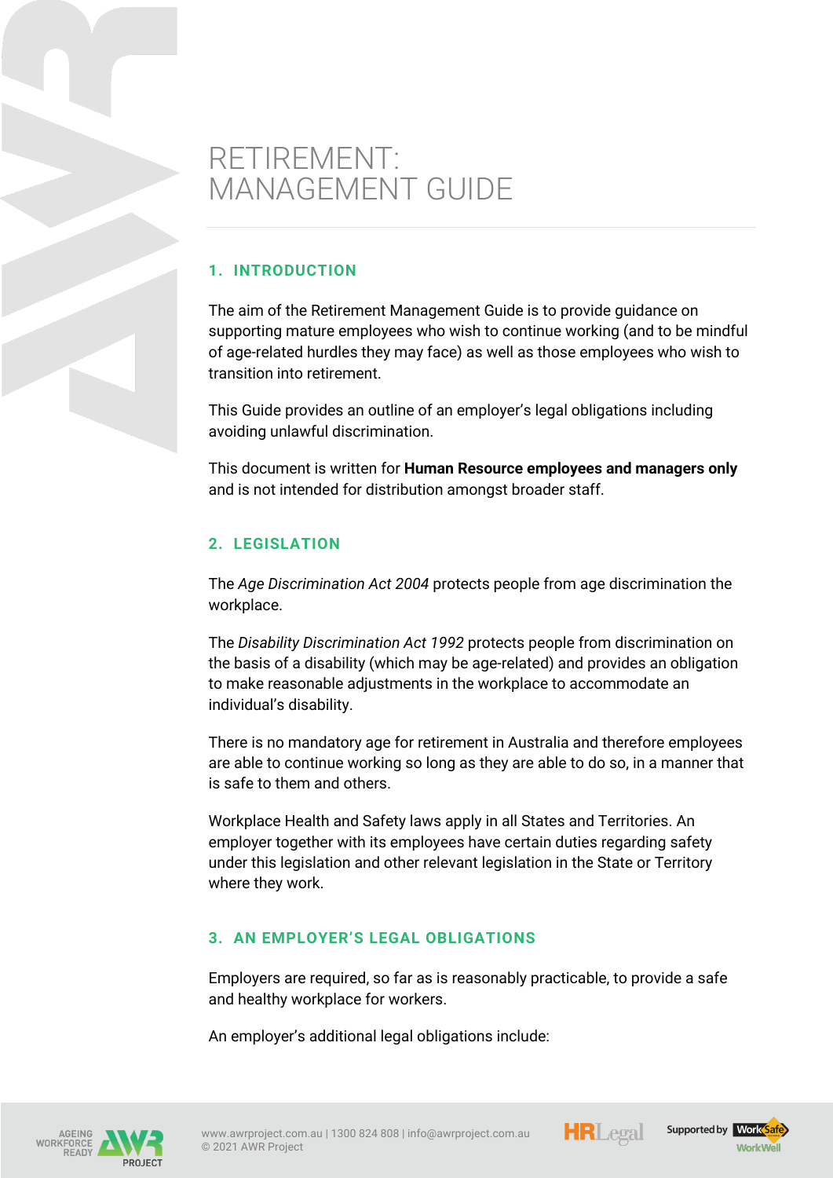# RETIREMENT: MANAGEMENT GUIDE

## 1. INTRODUCTION

The aim of the Retirement Management Guide is to provide guidance on supporting mature employees who wish to continue working (and to be mindful of age-related hurdles they may face) as well as those employees who wish to transition into retirement.

This Guide provides an outline of an employer's legal obligations including avoiding unlawful discrimination.

This document is written for **Human Resource employees and managers only** and is not intended for distribution amongst broader staff.

## 2. LEGISLATION

The *Age Discrimination Act 2004* protects people from age discrimination the workplace.

The *Disability Discrimination Act 1992* protects people from discrimination on the basis of a disability (which may be age-related) and provides an obligation to make reasonable adjustments in the workplace to accommodate an individual's disability.

There is no mandatory age for retirement in Australia and therefore employees are able to continue working so long as they are able to do so, in a manner that is safe to them and others.

Workplace Health and Safety laws apply in all States and Territories. An employer together with its employees have certain duties regarding safety under this legislation and other relevant legislation in the State or Territory where they work.

## 3. AN EMPLOYER'S LEGAL OBLIGATIONS

Employers are required, so far as is reasonably practicable, to provide a safe and healthy workplace for workers.

An employer's additional legal obligations include: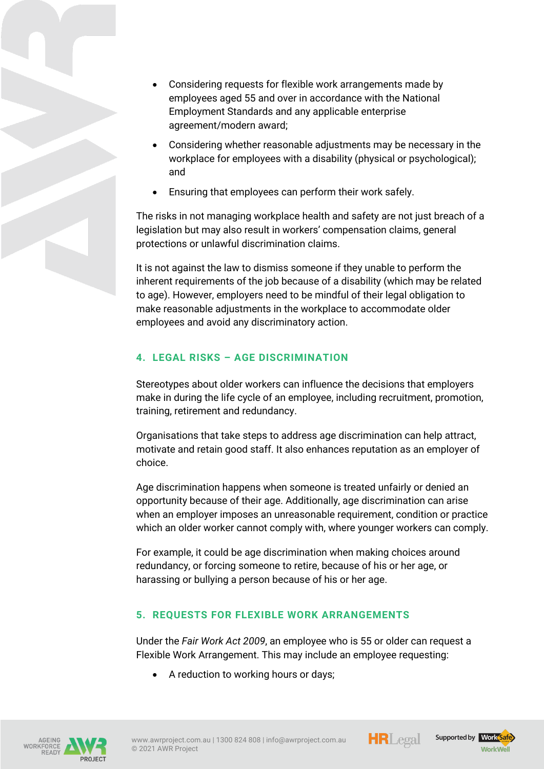- Considering requests for flexible work arrangements made by employees aged 55 and over in accordance with the National Employment Standards and any applicable enterprise agreement/modern award;
- Considering whether reasonable adjustments may be necessary in the workplace for employees with a disability (physical or psychological); and
- Ensuring that employees can perform their work safely.

The risks in not managing workplace health and safety are not just breach of a legislation but may also result in workers' compensation claims, general protections or unlawful discrimination claims.

It is not against the law to dismiss someone if they unable to perform the inherent requirements of the job because of a disability (which may be related to age). However, employers need to be mindful of their legal obligation to make reasonable adjustments in the workplace to accommodate older employees and avoid any discriminatory action.

## 4. LEGAL RISKS – AGE DISCRIMINATION

Stereotypes about older workers can influence the decisions that employers make in during the life cycle of an employee, including recruitment, promotion, training, retirement and redundancy.

Organisations that take steps to address age discrimination can help attract, motivate and retain good staff. It also enhances reputation as an employer of choice.

Age discrimination happens when someone is treated unfairly or denied an opportunity because of their age. Additionally, age discrimination can arise when an employer imposes an unreasonable requirement, condition or practice which an older worker cannot comply with, where younger workers can comply.

For example, it could be age discrimination when making choices around redundancy, or forcing someone to retire, because of his or her age, or harassing or bullying a person because of his or her age.

## 5. REQUESTS FOR FLEXIBLE WORK ARRANGEMENTS

Under the *Fair Work Act 2009*, an employee who is 55 or older can request a Flexible Work Arrangement. This may include an employee requesting:

- A reduction to working hours or days;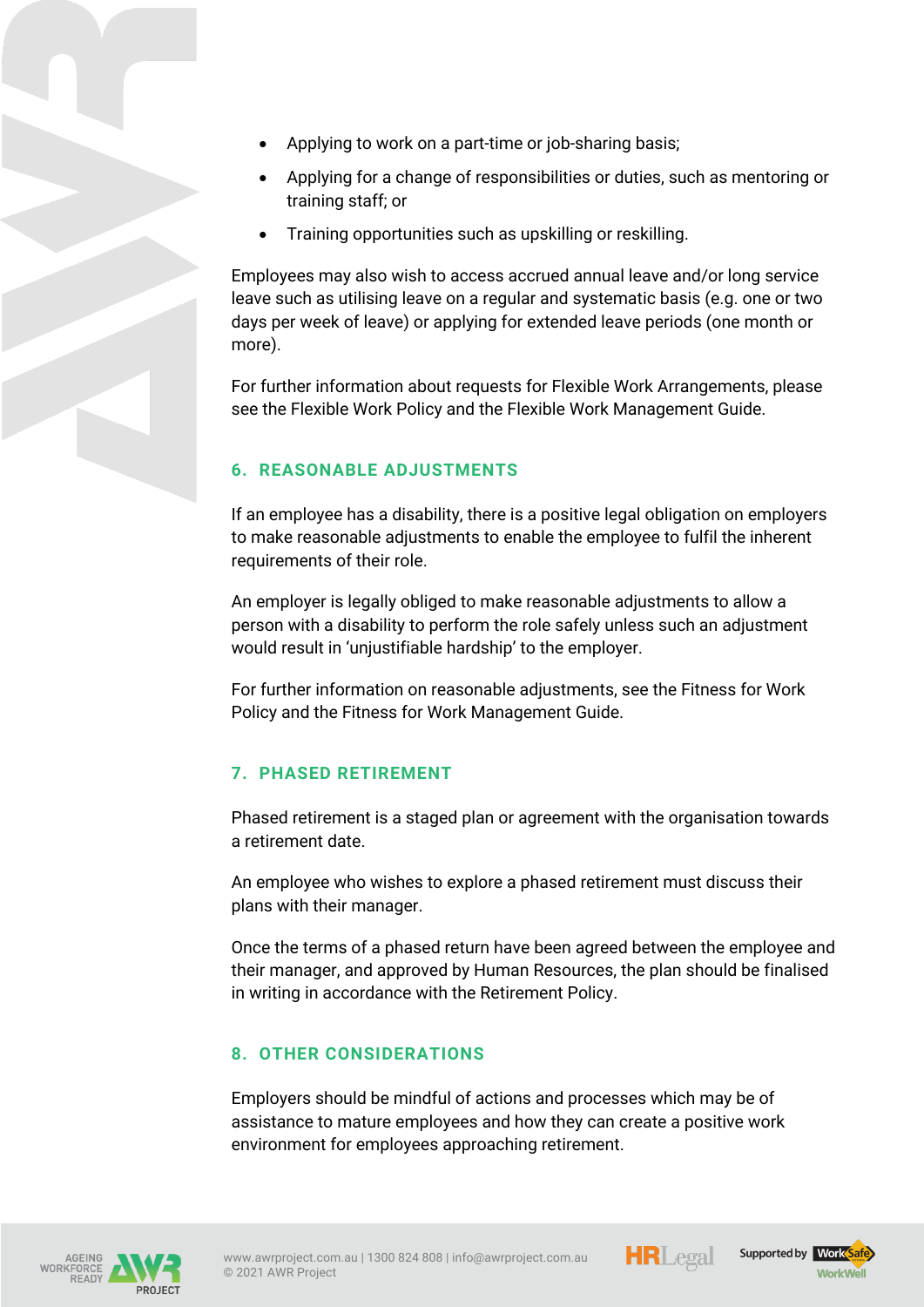- Applying to work on a part-time or job-sharing basis;
- Applying for a change of responsibilities or duties, such as mentoring or training staff; or
- Training opportunities such as upskilling or reskilling.

Employees may also wish to access accrued annual leave and/or long service leave such as utilising leave on a regular and systematic basis (e.g. one or two days per week of leave) or applying for extended leave periods (one month or more).

For further information about requests for Flexible Work Arrangements, please see the Flexible Work Policy and the Flexible Work Management Guide.

## 6. REASONABLE ADJUSTMENTS

If an employee has a disability, there is a positive legal obligation on employers to make reasonable adjustments to enable the employee to fulfil the inherent requirements of their role.

An employer is legally obliged to make reasonable adjustments to allow a person with a disability to perform the role safely unless such an adjustment would result in 'unjustifiable hardship' to the employer.

For further information on reasonable adjustments, see the Fitness for Work Policy and the Fitness for Work Management Guide.

## 7. PHASED RETIREMENT

Phased retirement is a staged plan or agreement with the organisation towards a retirement date.

An employee who wishes to explore a phased retirement must discuss their plans with their manager.

Once the terms of a phased return have been agreed between the employee and their manager, and approved by Human Resources, the plan should be finalised in writing in accordance with the Retirement Policy.

## 8. OTHER CONSIDERATIONS

Employers should be mindful of actions and processes which may be of assistance to mature employees and how they can create a positive work environment for employees approaching retirement.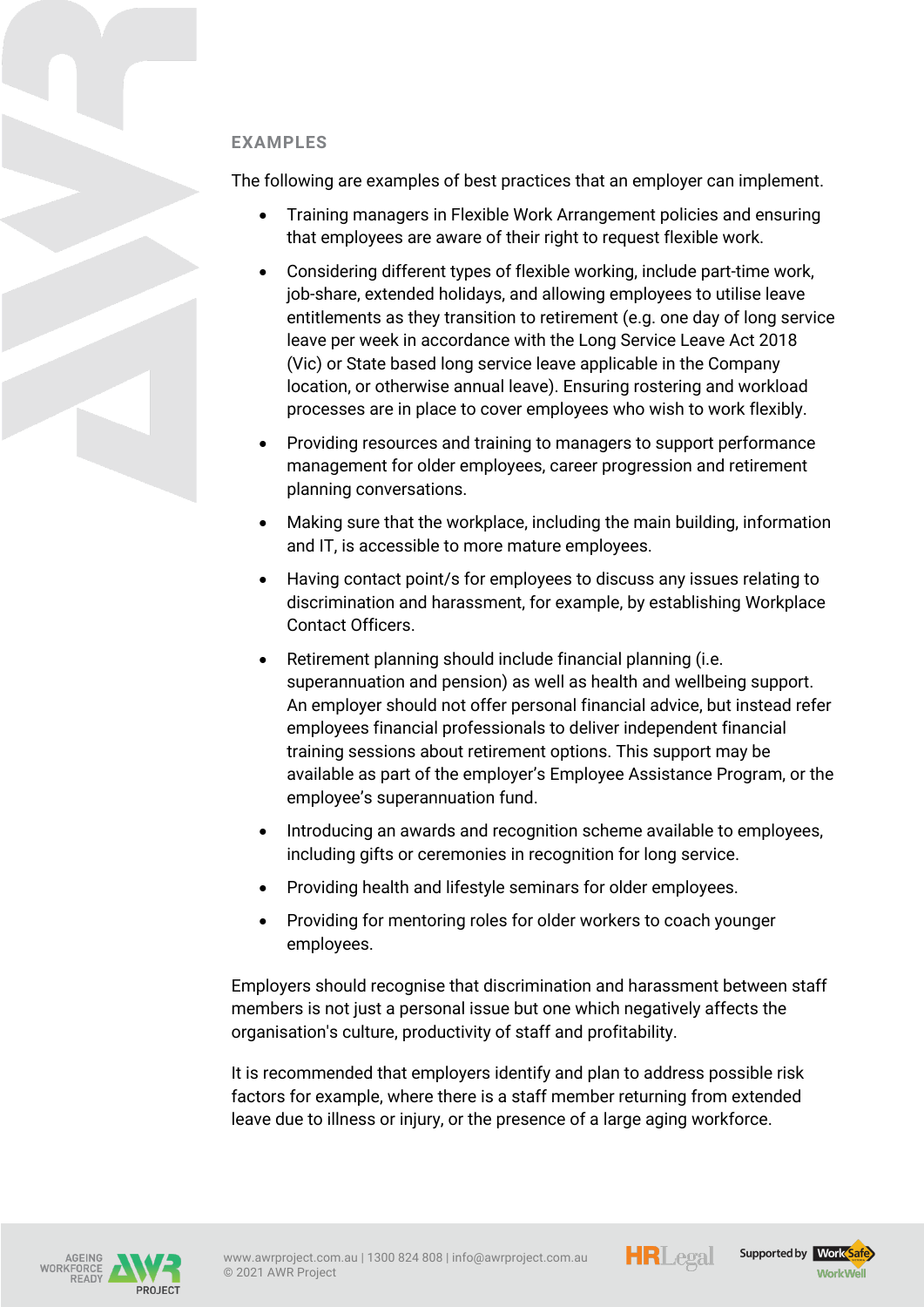## EXAMPLES

The following are examples of best practices that an employer can implement.

- Training managers in Flexible Work Arrangement policies and ensuring that employees are aware of their right to request flexible work.
- Considering different types of flexible working, include part-time work, job-share, extended holidays, and allowing employees to utilise leave entitlements as they transition to retirement (e.g. one day of long service leave per week in accordance with the Long Service Leave Act 2018 (Vic) or State based long service leave applicable in the Company location, or otherwise annual leave). Ensuring rostering and workload processes are in place to cover employees who wish to work flexibly.
- Providing resources and training to managers to support performance management for older employees, career progression and retirement planning conversations.
- Making sure that the workplace, including the main building, information and IT, is accessible to more mature employees.
- Having contact point/s for employees to discuss any issues relating to discrimination and harassment, for example, by establishing Workplace Contact Officers.
- Retirement planning should include financial planning (i.e. superannuation and pension) as well as health and wellbeing support. An employer should not offer personal financial advice, but instead refer employees financial professionals to deliver independent financial training sessions about retirement options. This support may be available as part of the employer's Employee Assistance Program, or the employee's superannuation fund.
- Introducing an awards and recognition scheme available to employees, including gifts or ceremonies in recognition for long service.
- Providing health and lifestyle seminars for older employees.
- Providing for mentoring roles for older workers to coach younger employees.

Employers should recognise that discrimination and harassment between staff members is not just a personal issue but one which negatively affects the organisation's culture, productivity of staff and profitability.

It is recommended that employers identify and plan to address possible risk factors for example, where there is a staff member returning from extended leave due to illness or injury, or the presence of a large aging workforce.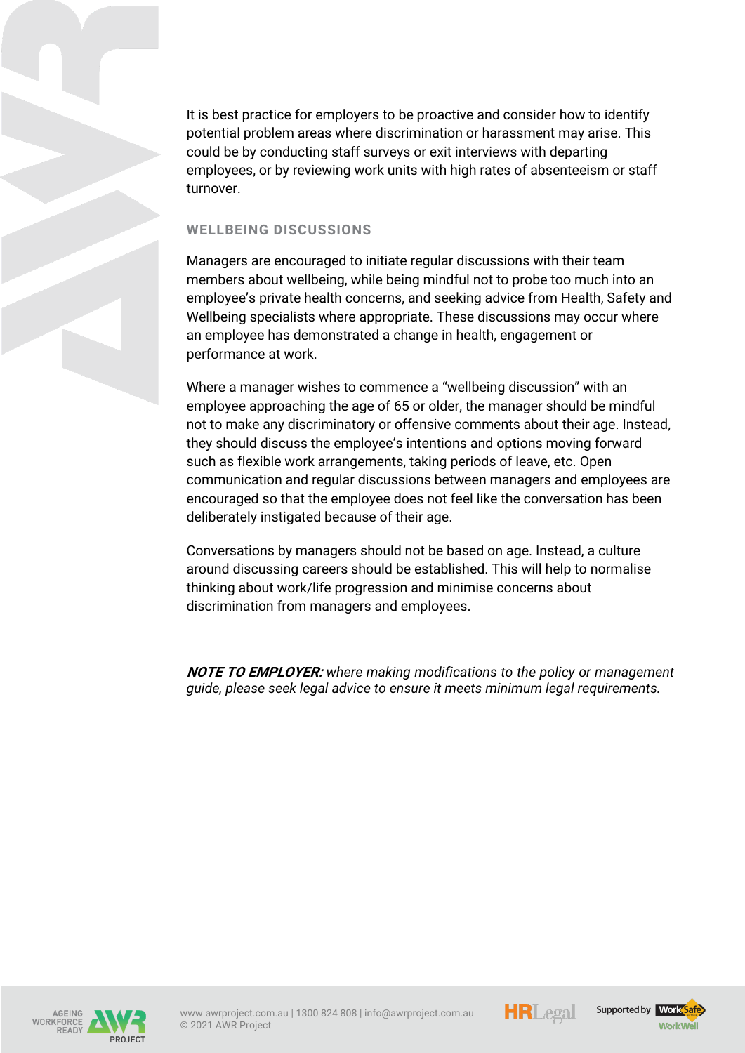It is best practice for employers to be proactive and consider how to identify potential problem areas where discrimination or harassment may arise. This could be by conducting staff surveys or exit interviews with departing employees, or by reviewing work units with high rates of absenteeism or staff turnover.

### WELLBEING DISCUSSIONS

Managers are encouraged to initiate regular discussions with their team members about wellbeing, while being mindful not to probe too much into an employee's private health concerns, and seeking advice from Health, Safety and Wellbeing specialists where appropriate. These discussions may occur where an employee has demonstrated a change in health, engagement or performance at work.

Where a manager wishes to commence a "wellbeing discussion" with an employee approaching the age of 65 or older, the manager should be mindful not to make any discriminatory or offensive comments about their age. Instead, they should discuss the employee's intentions and options moving forward such as flexible work arrangements, taking periods of leave, etc. Open communication and regular discussions between managers and employees are encouraged so that the employee does not feel like the conversation has been deliberately instigated because of their age.

Conversations by managers should not be based on age. Instead, a culture around discussing careers should be established. This will help to normalise thinking about work/life progression and minimise concerns about discrimination from managers and employees.

***NOTE TO EMPLOYER:*** *where making modifications to the policy or management guide, please seek legal advice to ensure it meets minimum legal requirements.*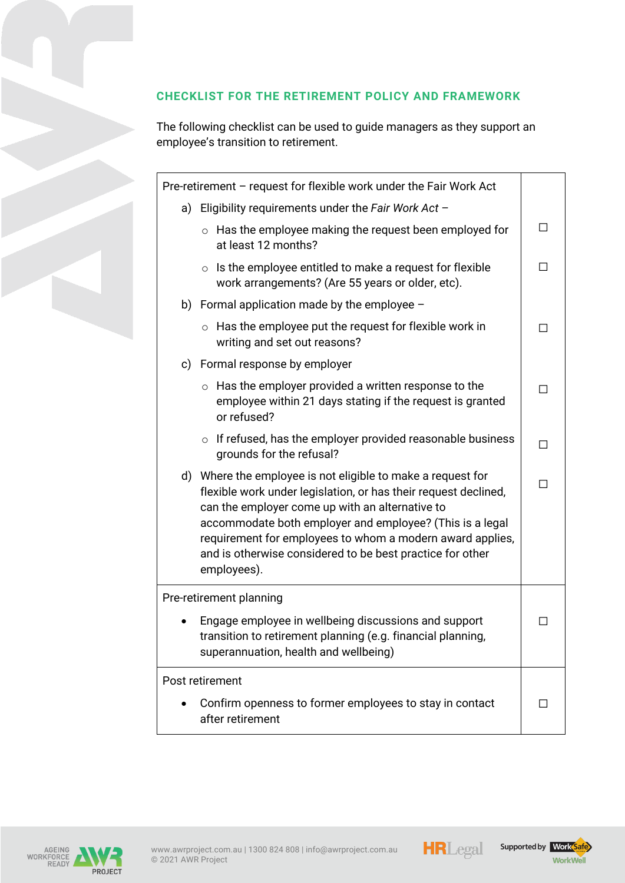## CHECKLIST FOR THE RETIREMENT POLICY AND FRAMEWORK

The following checklist can be used to guide managers as they support an employee's transition to retirement.

| | |
|---|---|
| Pre-retirement – request for flexible work under the Fair Work Act | |
| a) Eligibility requirements under the *Fair Work Act* – | |
| ○ Has the employee making the request been employed for at least 12 months? | ☐ |
| ○ Is the employee entitled to make a request for flexible work arrangements? (Are 55 years or older, etc). | ☐ |
| b) Formal application made by the employee – | |
| ○ Has the employee put the request for flexible work in writing and set out reasons? | ☐ |
| c) Formal response by employer | |
| ○ Has the employer provided a written response to the employee within 21 days stating if the request is granted or refused? | ☐ |
| ○ If refused, has the employer provided reasonable business grounds for the refusal? | ☐ |
| d) Where the employee is not eligible to make a request for flexible work under legislation, or has their request declined, can the employer come up with an alternative to accommodate both employer and employee? (This is a legal requirement for employees to whom a modern award applies, and is otherwise considered to be best practice for other employees). | ☐ |
| Pre-retirement planning | |
| • Engage employee in wellbeing discussions and support transition to retirement planning (e.g. financial planning, superannuation, health and wellbeing) | ☐ |
| Post retirement | |
| • Confirm openness to former employees to stay in contact after retirement | ☐ |

www.awrproject.com.au | 1300 824 808 | info@awrproject.com.au
© 2021 AWR Project